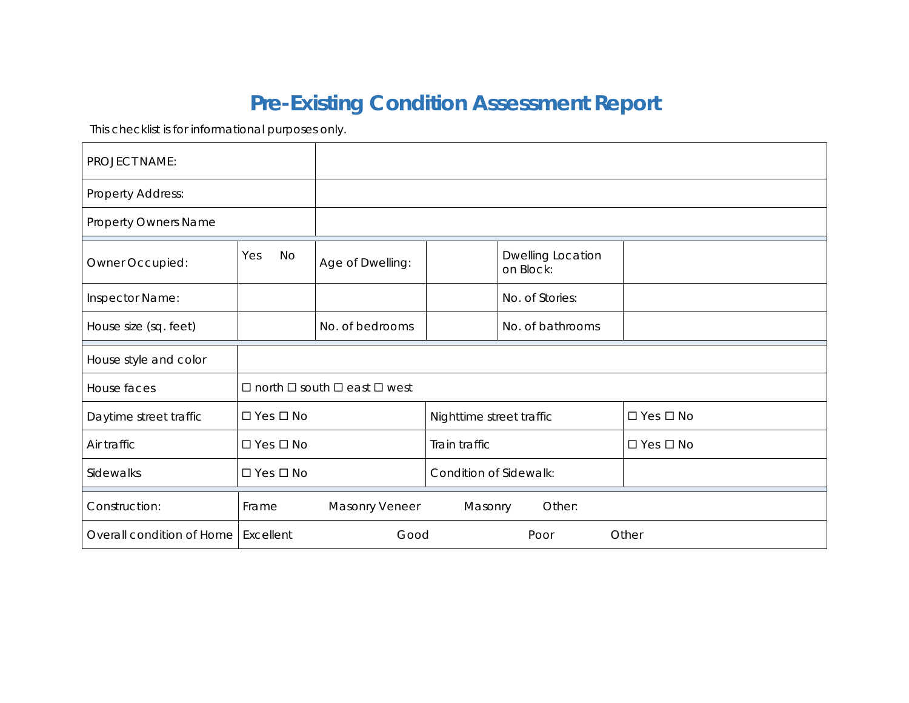# Pre-Existing Condition Assessment Report

This checklist is for informational purposes only.

| | | | | | |
|---|---|---|---|---|---|
| PROJECT NAME: | | | | | |
| Property Address: | | | | | |
| Property Owners Name | | | | | |
| Owner Occupied: | Yes No | Age of Dwelling: | | Dwelling Location on Block: | |
| Inspector Name: | | | | No. of Stories: | |
| House size (sq. feet) | | No. of bedrooms | | No. of bathrooms | |

| | | | |
|---|---|---|---|
| House style and color | | | |
| House faces | ☐ north ☐ south ☐ east ☐ west | | |
| Daytime street traffic | ☐ Yes ☐ No | Nighttime street traffic | ☐ Yes ☐ No |
| Air traffic | ☐ Yes ☐ No | Train traffic | ☐ Yes ☐ No |
| Sidewalks | ☐ Yes ☐ No | Condition of Sidewalk: | |

| | |
|---|---|
| Construction: | Frame Masonry Veneer Masonry Other: |
| Overall condition of Home | Excellent Good Poor Other |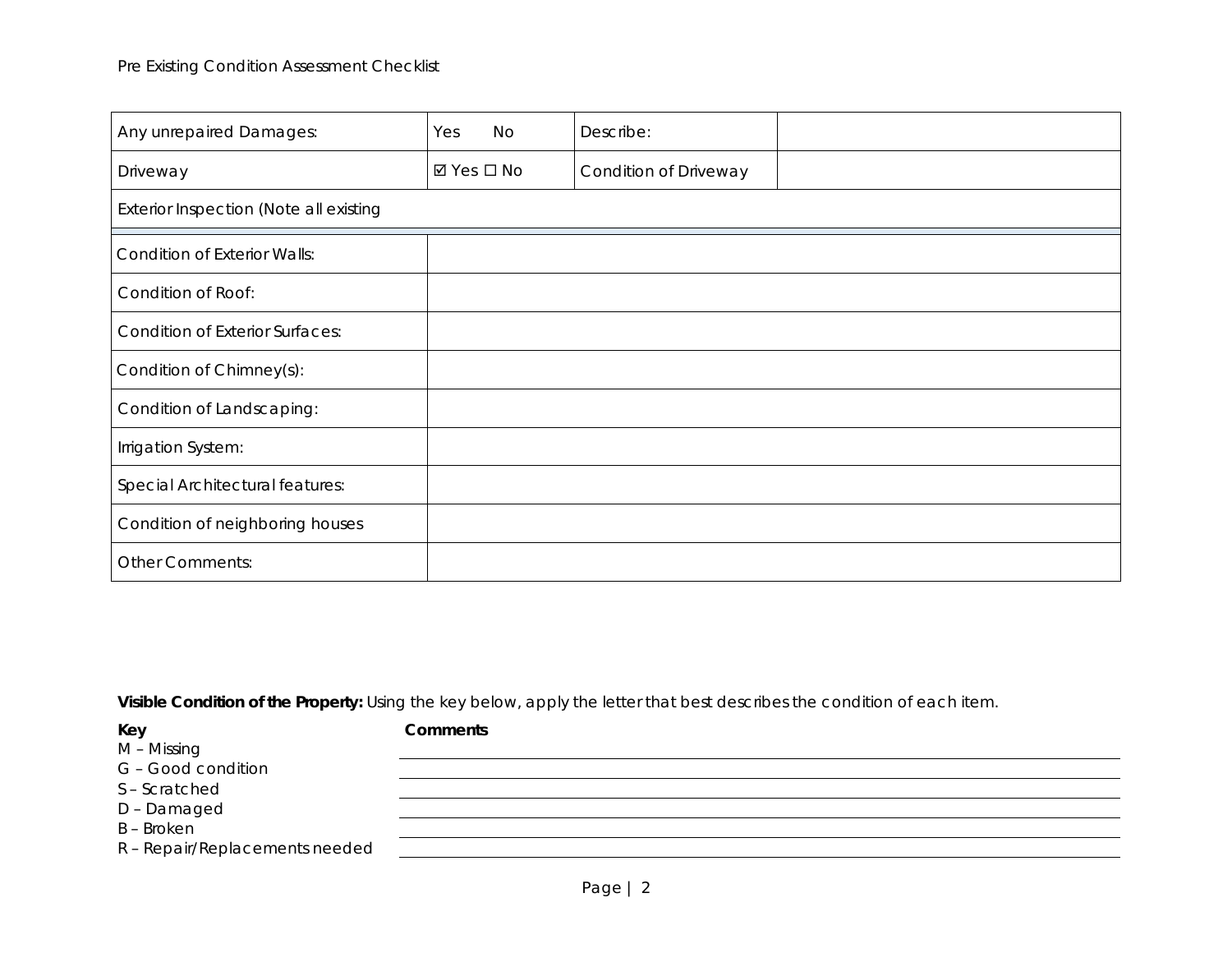Pre Existing Condition Assessment Checklist

| Any unrepaired Damages: | Yes No | Describe: | |
|---|---|---|---|
| Driveway | ☑ Yes ☐ No | Condition of Driveway | |
| Exterior Inspection (Note all existing | | | |
| Condition of Exterior Walls: | | | |
| Condition of Roof: | | | |
| Condition of Exterior Surfaces: | | | |
| Condition of Chimney(s): | | | |
| Condition of Landscaping: | | | |
| Irrigation System: | | | |
| Special Architectural features: | | | |
| Condition of neighboring houses | | | |
| Other Comments: | | | |

**Visible Condition of the Property:** Using the key below, apply the letter that best describes the condition of each item.

| Key | Comments |
|---|---|
| M – Missing | |
| G – Good condition | |
| S – Scratched | |
| D – Damaged | |
| B – Broken | |
| R – Repair/Replacements needed | |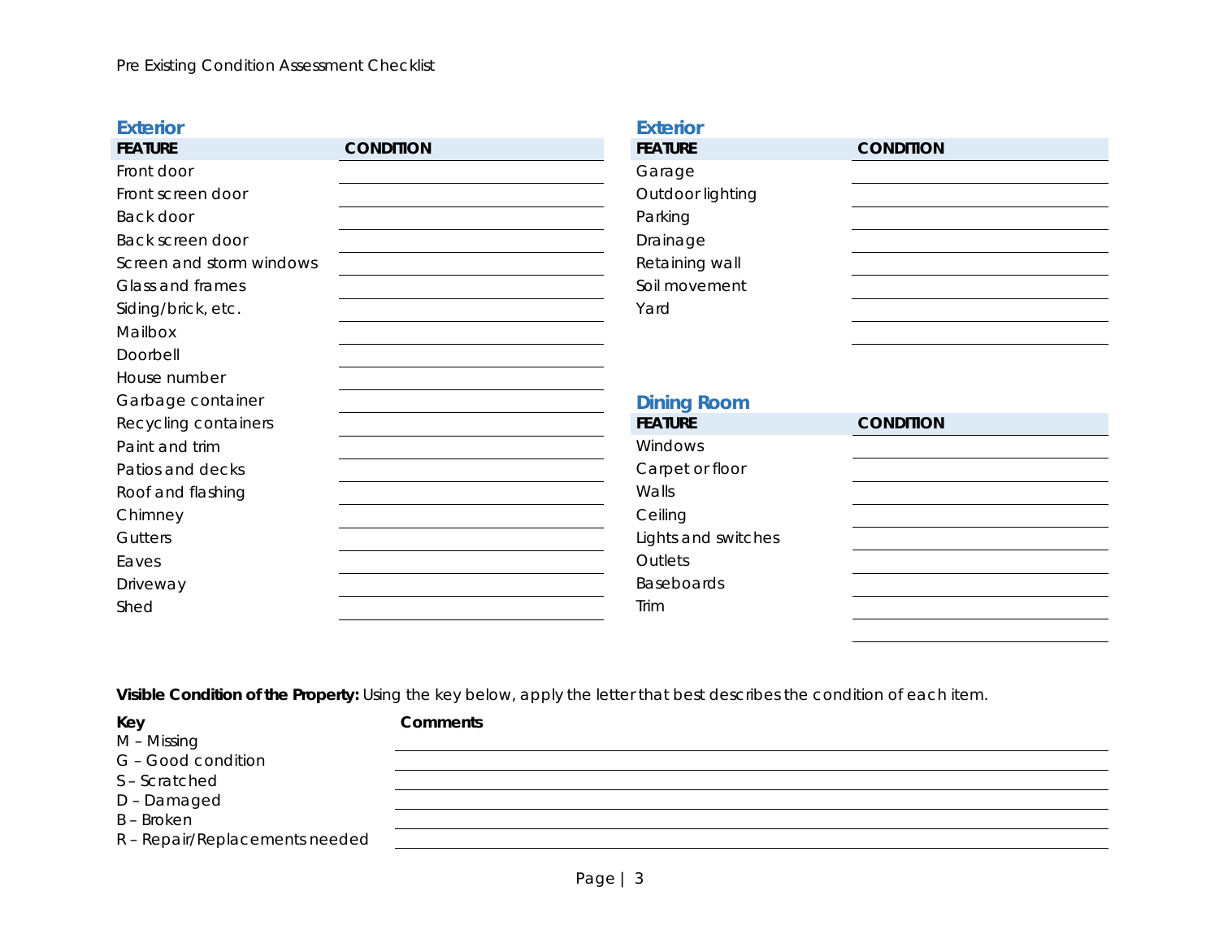Pre Existing Condition Assessment Checklist

### Exterior

| FEATURE | CONDITION |
| --- | --- |
| Front door | |
| Front screen door | |
| Back door | |
| Back screen door | |
| Screen and storm windows | |
| Glass and frames | |
| Siding/brick, etc. | |
| Mailbox | |
| Doorbell | |
| House number | |
| Garbage container | |
| Recycling containers | |
| Paint and trim | |
| Patios and decks | |
| Roof and flashing | |
| Chimney | |
| Gutters | |
| Eaves | |
| Driveway | |
| Shed | |

### Exterior

| FEATURE | CONDITION |
| --- | --- |
| Garage | |
| Outdoor lighting | |
| Parking | |
| Drainage | |
| Retaining wall | |
| Soil movement | |
| Yard | |
| | |

### Dining Room

| FEATURE | CONDITION |
| --- | --- |
| Windows | |
| Carpet or floor | |
| Walls | |
| Ceiling | |
| Lights and switches | |
| Outlets | |
| Baseboards | |
| Trim | |
| | |

**Visible Condition of the Property:** Using the key below, apply the letter that best describes the condition of each item.

**Key**

M – Missing
G – Good condition
S – Scratched
D – Damaged
B – Broken
R – Repair/Replacements needed

**Comments**

______________________________________________

______________________________________________

______________________________________________

______________________________________________

______________________________________________

______________________________________________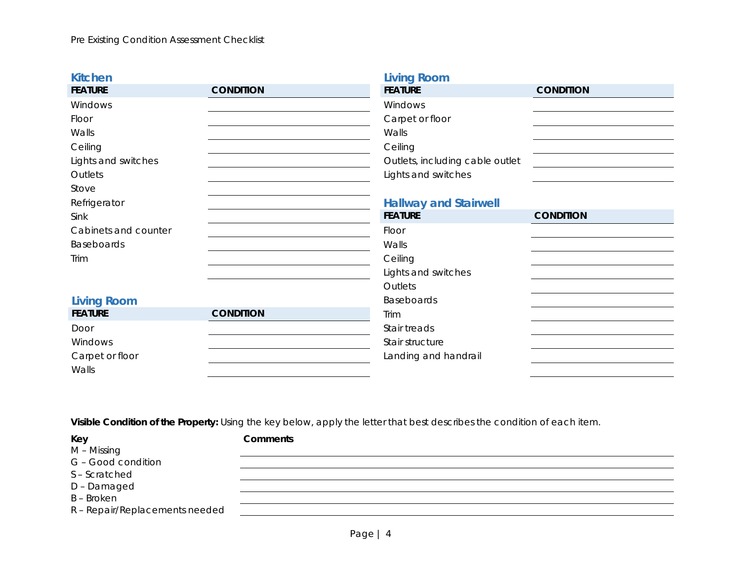## Kitchen

| FEATURE | CONDITION |
| --- | --- |
| Windows | |
| Floor | |
| Walls | |
| Ceiling | |
| Lights and switches | |
| Outlets | |
| Stove | |
| Refrigerator | |
| Sink | |
| Cabinets and counter | |
| Baseboards | |
| Trim | |
| | |

## Living Room

| FEATURE | CONDITION |
| --- | --- |
| Door | |
| Windows | |
| Carpet or floor | |
| Walls | |

## Living Room

| FEATURE | CONDITION |
| --- | --- |
| Windows | |
| Carpet or floor | |
| Walls | |
| Ceiling | |
| Outlets, including cable outlet | |
| Lights and switches | |

## Hallway and Stairwell

| FEATURE | CONDITION |
| --- | --- |
| Floor | |
| Walls | |
| Ceiling | |
| Lights and switches | |
| Outlets | |
| Baseboards | |
| Trim | |
| Stair treads | |
| Stair structure | |
| Landing and handrail | |
| | |

**Visible Condition of the Property:** Using the key below, apply the letter that best describes the condition of each item.

**Key**

M – Missing
G – Good condition
S – Scratched
D – Damaged
B – Broken
R – Repair/Replacements needed

**Comments**

______________________________________________

______________________________________________

______________________________________________

______________________________________________

______________________________________________

______________________________________________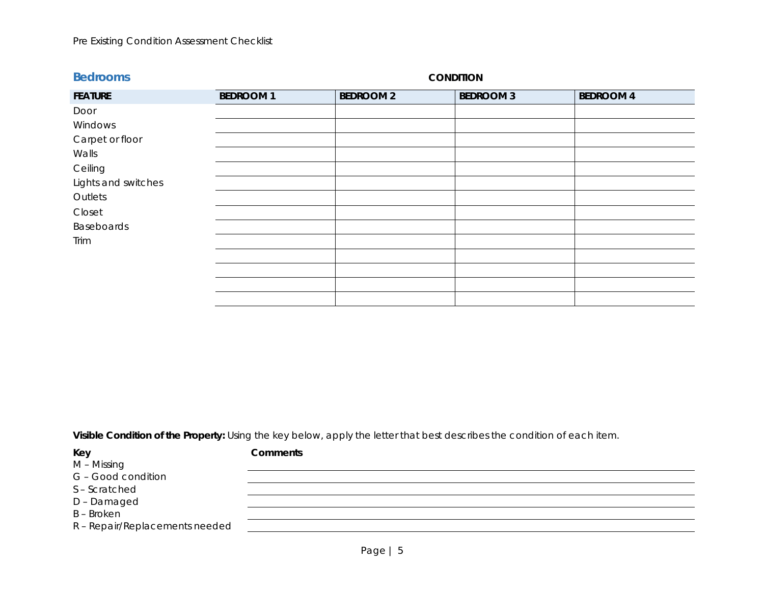## Bedrooms

**CONDITION**

| FEATURE | BEDROOM 1 | BEDROOM 2 | BEDROOM 3 | BEDROOM 4 |
|---|---|---|---|---|
| Door | | | | |
| Windows | | | | |
| Carpet or floor | | | | |
| Walls | | | | |
| Ceiling | | | | |
| Lights and switches | | | | |
| Outlets | | | | |
| Closet | | | | |
| Baseboards | | | | |
| Trim | | | | |
| | | | | |
| | | | | |
| | | | | |
| | | | | |

**Visible Condition of the Property:** Using the key below, apply the letter that best describes the condition of each item.

**Key**
M – Missing
G – Good condition
S – Scratched
D – Damaged
B – Broken
R – Repair/Replacements needed

**Comments**

\_\_\_\_\_\_\_\_\_\_\_\_\_\_\_\_\_\_\_\_\_\_\_\_\_\_\_\_\_\_\_\_\_\_\_\_\_\_\_\_\_\_\_\_\_\_\_\_

\_\_\_\_\_\_\_\_\_\_\_\_\_\_\_\_\_\_\_\_\_\_\_\_\_\_\_\_\_\_\_\_\_\_\_\_\_\_\_\_\_\_\_\_\_\_\_\_

\_\_\_\_\_\_\_\_\_\_\_\_\_\_\_\_\_\_\_\_\_\_\_\_\_\_\_\_\_\_\_\_\_\_\_\_\_\_\_\_\_\_\_\_\_\_\_\_

\_\_\_\_\_\_\_\_\_\_\_\_\_\_\_\_\_\_\_\_\_\_\_\_\_\_\_\_\_\_\_\_\_\_\_\_\_\_\_\_\_\_\_\_\_\_\_\_

\_\_\_\_\_\_\_\_\_\_\_\_\_\_\_\_\_\_\_\_\_\_\_\_\_\_\_\_\_\_\_\_\_\_\_\_\_\_\_\_\_\_\_\_\_\_\_\_

\_\_\_\_\_\_\_\_\_\_\_\_\_\_\_\_\_\_\_\_\_\_\_\_\_\_\_\_\_\_\_\_\_\_\_\_\_\_\_\_\_\_\_\_\_\_\_\_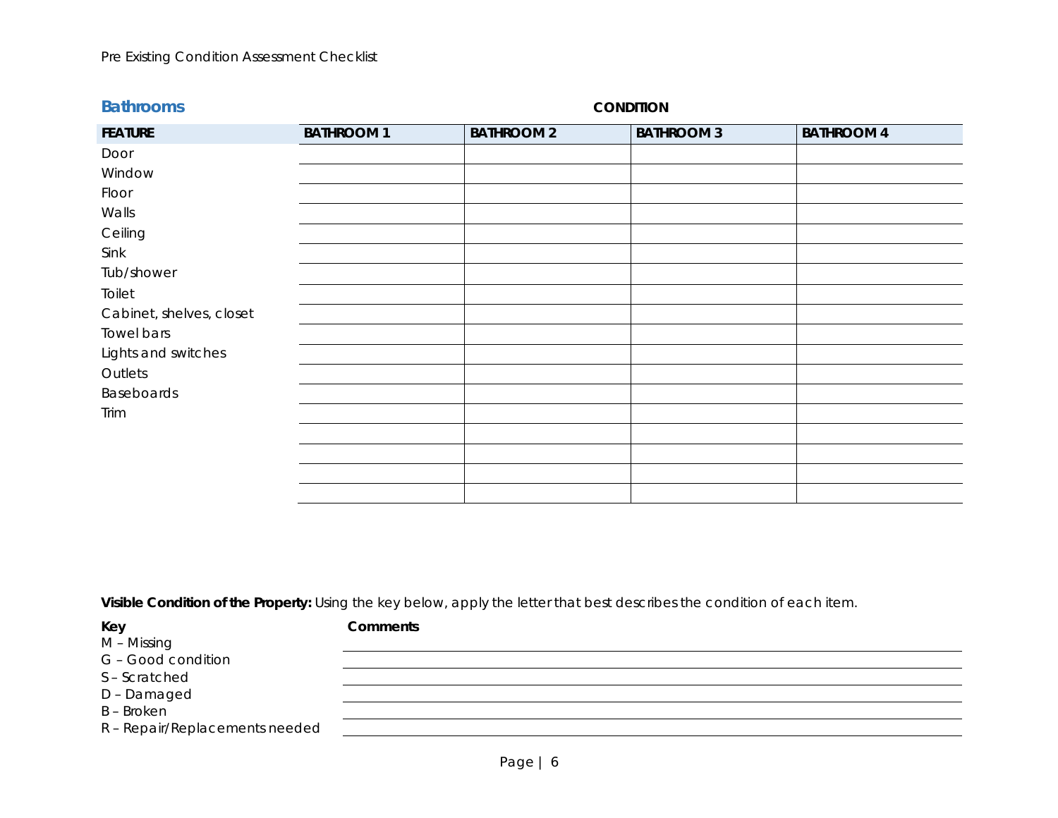## Bathrooms

**CONDITION**

| FEATURE | BATHROOM 1 | BATHROOM 2 | BATHROOM 3 | BATHROOM 4 |
|---|---|---|---|---|
| Door | | | | |
| Window | | | | |
| Floor | | | | |
| Walls | | | | |
| Ceiling | | | | |
| Sink | | | | |
| Tub/shower | | | | |
| Toilet | | | | |
| Cabinet, shelves, closet | | | | |
| Towel bars | | | | |
| Lights and switches | | | | |
| Outlets | | | | |
| Baseboards | | | | |
| Trim | | | | |
| | | | | |
| | | | | |
| | | | | |
| | | | | |

**Visible Condition of the Property:** Using the key below, apply the letter that best describes the condition of each item.

**Key**

M – Missing
G – Good condition
S – Scratched
D – Damaged
B – Broken
R – Repair/Replacements needed

**Comments**

\_\_\_\_\_\_\_\_\_\_\_\_\_\_\_\_\_\_\_\_\_\_\_\_\_\_\_\_\_\_\_\_\_\_\_\_\_\_\_\_\_\_\_\_\_\_\_\_\_\_\_\_\_\_\_\_\_\_\_\_

\_\_\_\_\_\_\_\_\_\_\_\_\_\_\_\_\_\_\_\_\_\_\_\_\_\_\_\_\_\_\_\_\_\_\_\_\_\_\_\_\_\_\_\_\_\_\_\_\_\_\_\_\_\_\_\_\_\_\_\_

\_\_\_\_\_\_\_\_\_\_\_\_\_\_\_\_\_\_\_\_\_\_\_\_\_\_\_\_\_\_\_\_\_\_\_\_\_\_\_\_\_\_\_\_\_\_\_\_\_\_\_\_\_\_\_\_\_\_\_\_

\_\_\_\_\_\_\_\_\_\_\_\_\_\_\_\_\_\_\_\_\_\_\_\_\_\_\_\_\_\_\_\_\_\_\_\_\_\_\_\_\_\_\_\_\_\_\_\_\_\_\_\_\_\_\_\_\_\_\_\_

\_\_\_\_\_\_\_\_\_\_\_\_\_\_\_\_\_\_\_\_\_\_\_\_\_\_\_\_\_\_\_\_\_\_\_\_\_\_\_\_\_\_\_\_\_\_\_\_\_\_\_\_\_\_\_\_\_\_\_\_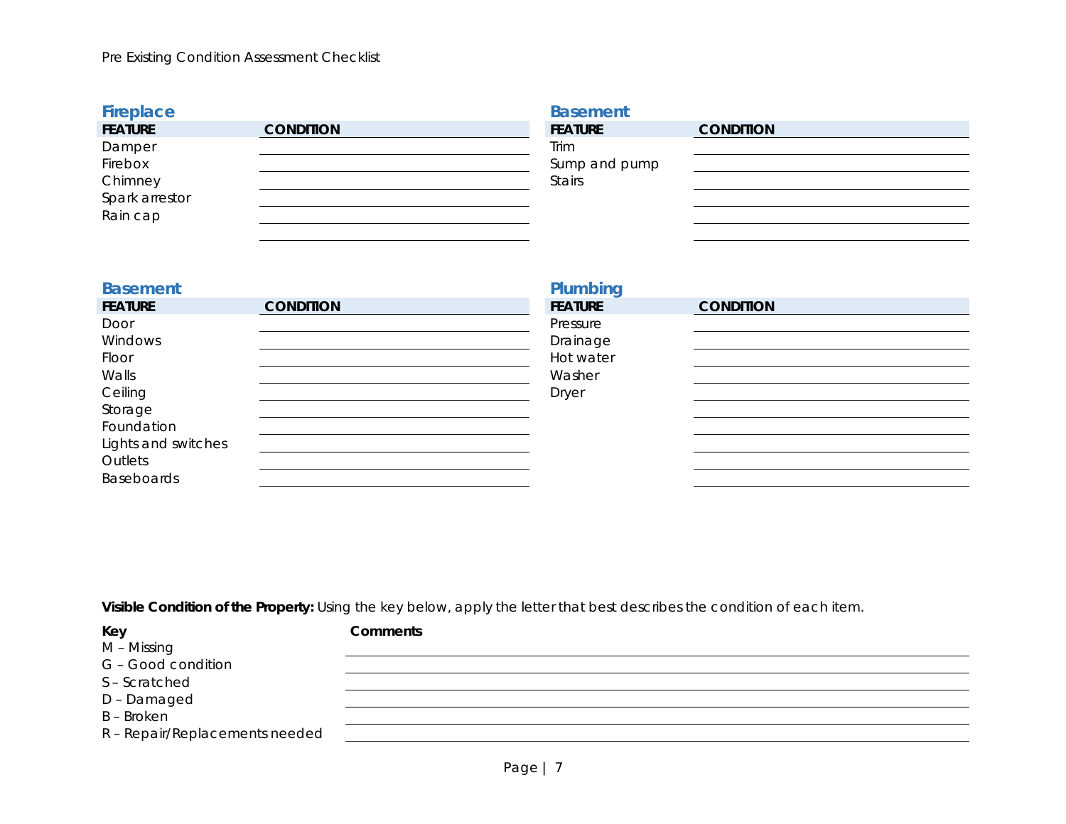Pre Existing Condition Assessment Checklist

## Fireplace

| FEATURE | CONDITION |
|---|---|
| Damper | |
| Firebox | |
| Chimney | |
| Spark arrestor | |
| Rain cap | |
| | |

## Basement

| FEATURE | CONDITION |
|---|---|
| Trim | |
| Sump and pump | |
| Stairs | |
| | |
| | |
| | |

## Basement

| FEATURE | CONDITION |
|---|---|
| Door | |
| Windows | |
| Floor | |
| Walls | |
| Ceiling | |
| Storage | |
| Foundation | |
| Lights and switches | |
| Outlets | |
| Baseboards | |

## Plumbing

| FEATURE | CONDITION |
|---|---|
| Pressure | |
| Drainage | |
| Hot water | |
| Washer | |
| Dryer | |
| | |
| | |
| | |
| | |
| | |

**Visible Condition of the Property:** Using the key below, apply the letter that best describes the condition of each item.

| Key | Comments |
|---|---|
| M – Missing | |
| G – Good condition | |
| S – Scratched | |
| D – Damaged | |
| B – Broken | |
| R – Repair/Replacements needed | |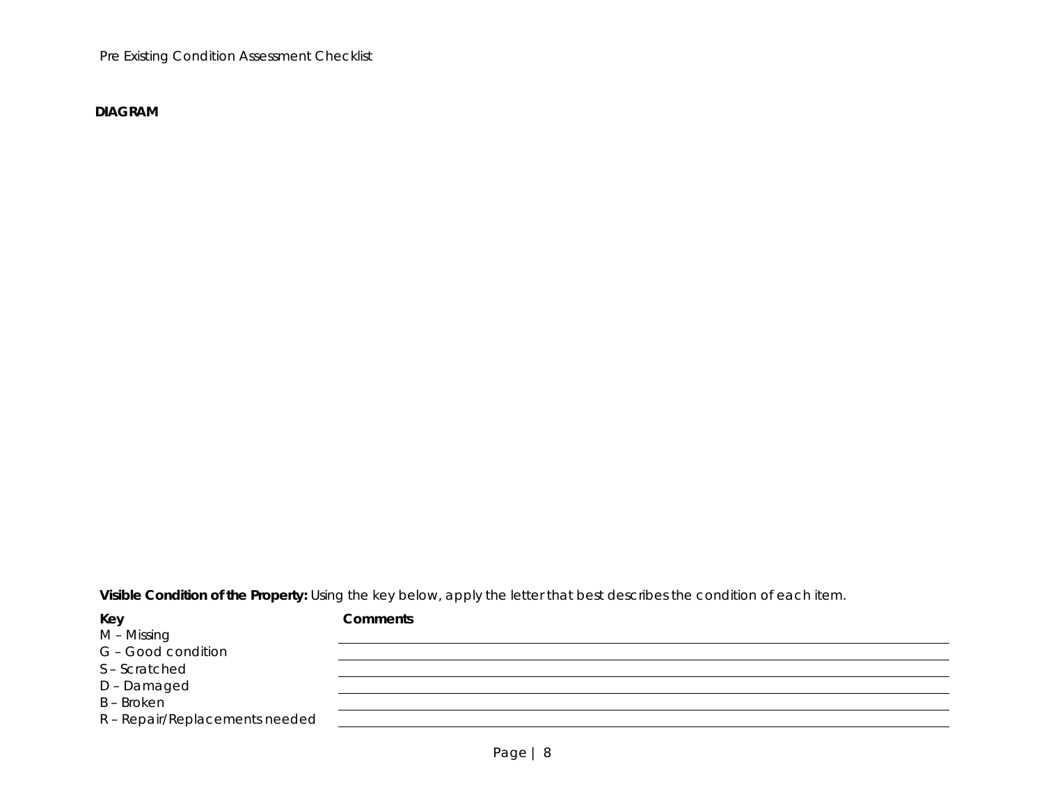**DIAGRAM**

**Visible Condition of the Property:** Using the key below, apply the letter that best describes the condition of each item.

| Key | Comments |
|---|---|
| M – Missing | |
| G – Good condition | |
| S – Scratched | |
| D – Damaged | |
| B – Broken | |
| R – Repair/Replacements needed | |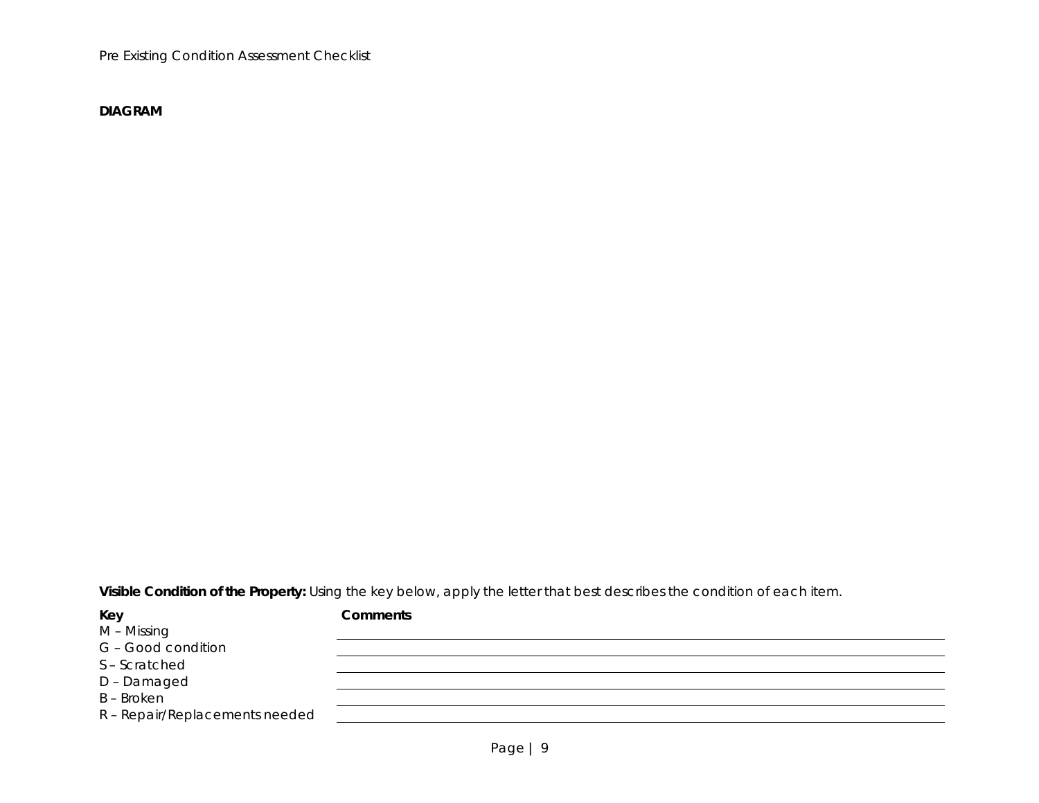Pre Existing Condition Assessment Checklist

**DIAGRAM**

**Visible Condition of the Property:** Using the key below, apply the letter that best describes the condition of each item.

| **Key** | **Comments** |
|---|---|
| M – Missing | |
| G – Good condition | |
| S – Scratched | |
| D – Damaged | |
| B – Broken | |
| R – Repair/Replacements needed | |